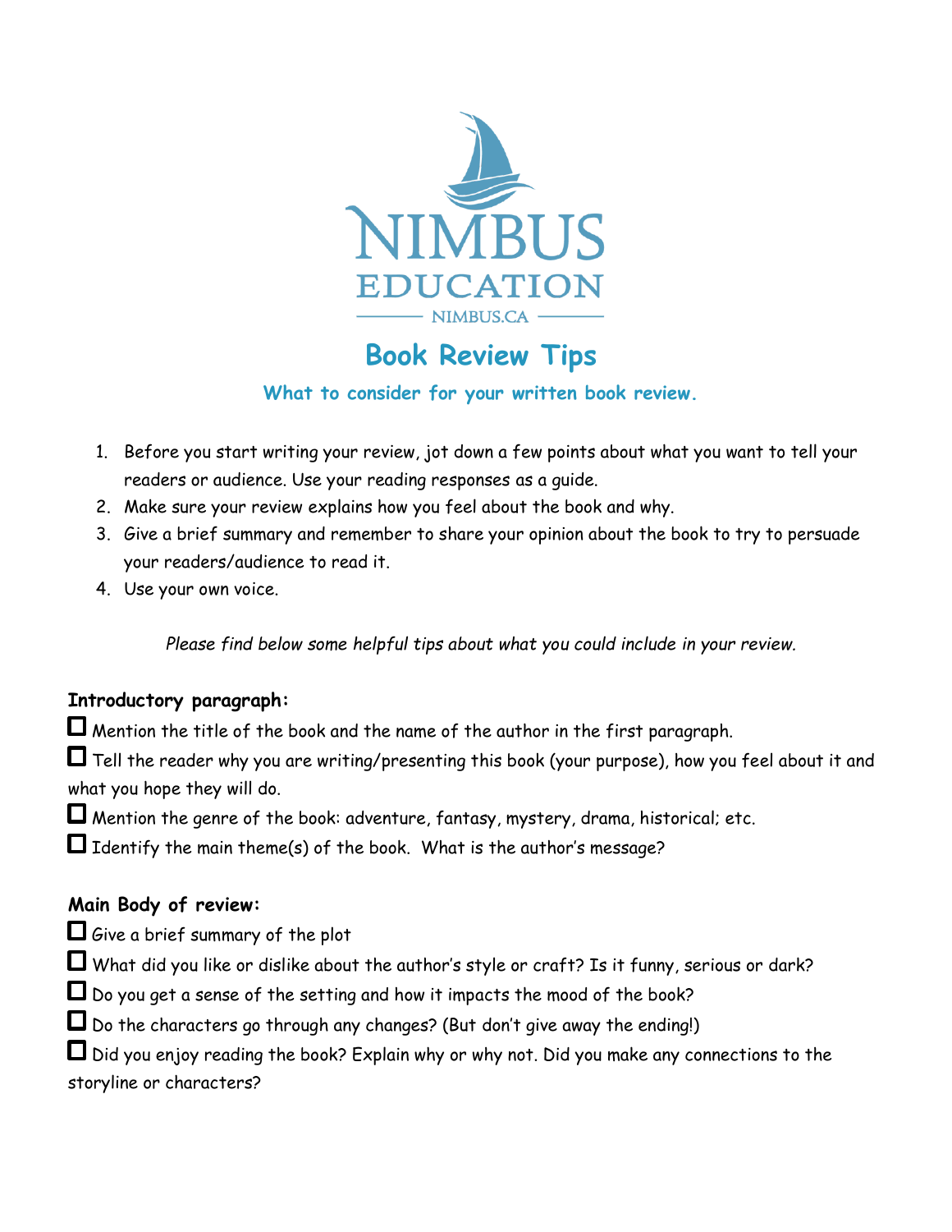NIMBUS EDUCATION

NIMBUS.CA

# Book Review Tips

## What to consider for your written book review.

1. Before you start writing your review, jot down a few points about what you want to tell your readers or audience. Use your reading responses as a guide.
2. Make sure your review explains how you feel about the book and why.
3. Give a brief summary and remember to share your opinion about the book to try to persuade your readers/audience to read it.
4. Use your own voice.

*Please find below some helpful tips about what you could include in your review.*

**Introductory paragraph:**

- [ ] Mention the title of the book and the name of the author in the first paragraph.
- [ ] Tell the reader why you are writing/presenting this book (your purpose), how you feel about it and what you hope they will do.
- [ ] Mention the genre of the book: adventure, fantasy, mystery, drama, historical; etc.
- [ ] Identify the main theme(s) of the book. What is the author's message?

**Main Body of review:**

- [ ] Give a brief summary of the plot
- [ ] What did you like or dislike about the author's style or craft? Is it funny, serious or dark?
- [ ] Do you get a sense of the setting and how it impacts the mood of the book?
- [ ] Do the characters go through any changes? (But don't give away the ending!)
- [ ] Did you enjoy reading the book? Explain why or why not. Did you make any connections to the storyline or characters?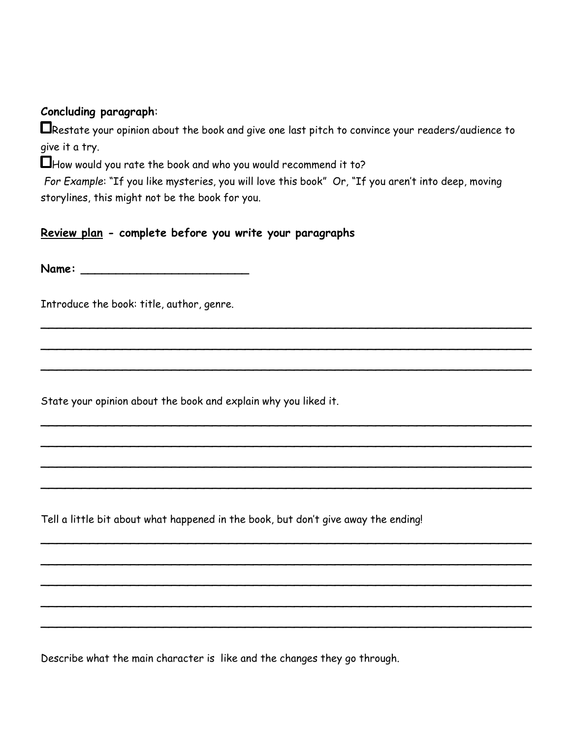**Concluding paragraph**:

- ☐ Restate your opinion about the book and give one last pitch to convince your readers/audience to give it a try.
- ☐ How would you rate the book and who you would recommend it to?

*For Example*: "If you like mysteries, you will love this book" Or, "If you aren't into deep, moving storylines, this might not be the book for you.

**<u>Review plan</u> - complete before you write your paragraphs**

**Name:** ________________________

Introduce the book: title, author, genre.

___________________________________________________________________________

___________________________________________________________________________

___________________________________________________________________________

State your opinion about the book and explain why you liked it.

___________________________________________________________________________

___________________________________________________________________________

___________________________________________________________________________

___________________________________________________________________________

Tell a little bit about what happened in the book, but don't give away the ending!

___________________________________________________________________________

___________________________________________________________________________

___________________________________________________________________________

___________________________________________________________________________

___________________________________________________________________________

Describe what the main character is like and the changes they go through.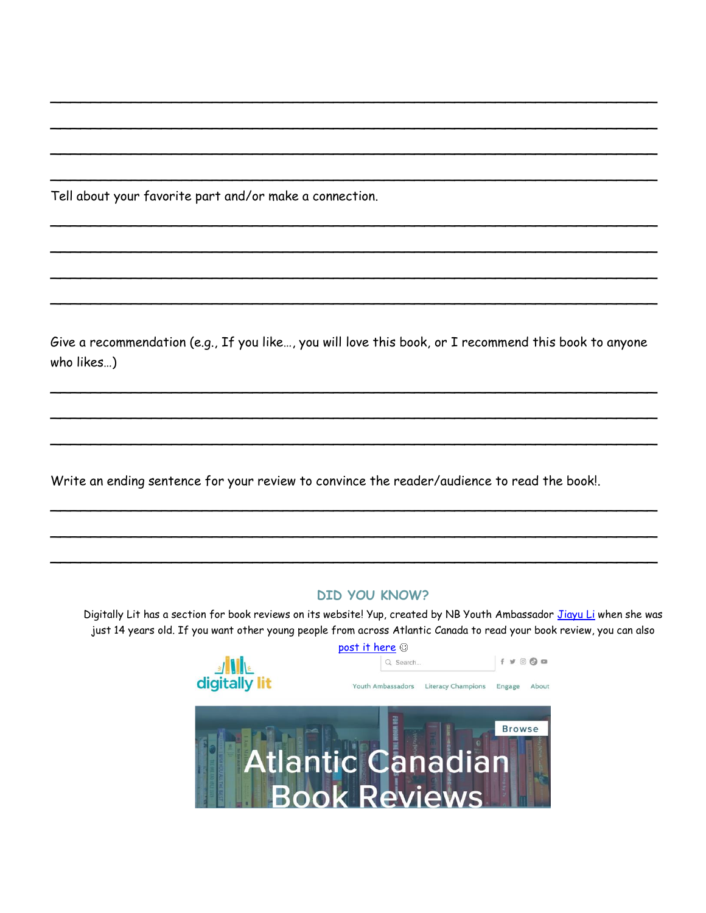\_\_\_\_\_\_\_\_\_\_\_\_\_\_\_\_\_\_\_\_\_\_\_\_\_\_\_\_\_\_\_\_\_\_\_\_\_\_\_\_\_\_\_\_\_\_\_\_\_\_\_\_\_\_\_\_\_\_\_\_

\_\_\_\_\_\_\_\_\_\_\_\_\_\_\_\_\_\_\_\_\_\_\_\_\_\_\_\_\_\_\_\_\_\_\_\_\_\_\_\_\_\_\_\_\_\_\_\_\_\_\_\_\_\_\_\_\_\_\_\_

\_\_\_\_\_\_\_\_\_\_\_\_\_\_\_\_\_\_\_\_\_\_\_\_\_\_\_\_\_\_\_\_\_\_\_\_\_\_\_\_\_\_\_\_\_\_\_\_\_\_\_\_\_\_\_\_\_\_\_\_

\_\_\_\_\_\_\_\_\_\_\_\_\_\_\_\_\_\_\_\_\_\_\_\_\_\_\_\_\_\_\_\_\_\_\_\_\_\_\_\_\_\_\_\_\_\_\_\_\_\_\_\_\_\_\_\_\_\_\_\_

Tell about your favorite part and/or make a connection.

\_\_\_\_\_\_\_\_\_\_\_\_\_\_\_\_\_\_\_\_\_\_\_\_\_\_\_\_\_\_\_\_\_\_\_\_\_\_\_\_\_\_\_\_\_\_\_\_\_\_\_\_\_\_\_\_\_\_\_\_

\_\_\_\_\_\_\_\_\_\_\_\_\_\_\_\_\_\_\_\_\_\_\_\_\_\_\_\_\_\_\_\_\_\_\_\_\_\_\_\_\_\_\_\_\_\_\_\_\_\_\_\_\_\_\_\_\_\_\_\_

\_\_\_\_\_\_\_\_\_\_\_\_\_\_\_\_\_\_\_\_\_\_\_\_\_\_\_\_\_\_\_\_\_\_\_\_\_\_\_\_\_\_\_\_\_\_\_\_\_\_\_\_\_\_\_\_\_\_\_\_

\_\_\_\_\_\_\_\_\_\_\_\_\_\_\_\_\_\_\_\_\_\_\_\_\_\_\_\_\_\_\_\_\_\_\_\_\_\_\_\_\_\_\_\_\_\_\_\_\_\_\_\_\_\_\_\_\_\_\_\_

Give a recommendation (e.g., If you like…, you will love this book, or I recommend this book to anyone who likes…)

\_\_\_\_\_\_\_\_\_\_\_\_\_\_\_\_\_\_\_\_\_\_\_\_\_\_\_\_\_\_\_\_\_\_\_\_\_\_\_\_\_\_\_\_\_\_\_\_\_\_\_\_\_\_\_\_\_\_\_\_

\_\_\_\_\_\_\_\_\_\_\_\_\_\_\_\_\_\_\_\_\_\_\_\_\_\_\_\_\_\_\_\_\_\_\_\_\_\_\_\_\_\_\_\_\_\_\_\_\_\_\_\_\_\_\_\_\_\_\_\_

\_\_\_\_\_\_\_\_\_\_\_\_\_\_\_\_\_\_\_\_\_\_\_\_\_\_\_\_\_\_\_\_\_\_\_\_\_\_\_\_\_\_\_\_\_\_\_\_\_\_\_\_\_\_\_\_\_\_\_\_

Write an ending sentence for your review to convince the reader/audience to read the book!.

\_\_\_\_\_\_\_\_\_\_\_\_\_\_\_\_\_\_\_\_\_\_\_\_\_\_\_\_\_\_\_\_\_\_\_\_\_\_\_\_\_\_\_\_\_\_\_\_\_\_\_\_\_\_\_\_\_\_\_\_

\_\_\_\_\_\_\_\_\_\_\_\_\_\_\_\_\_\_\_\_\_\_\_\_\_\_\_\_\_\_\_\_\_\_\_\_\_\_\_\_\_\_\_\_\_\_\_\_\_\_\_\_\_\_\_\_\_\_\_\_

\_\_\_\_\_\_\_\_\_\_\_\_\_\_\_\_\_\_\_\_\_\_\_\_\_\_\_\_\_\_\_\_\_\_\_\_\_\_\_\_\_\_\_\_\_\_\_\_\_\_\_\_\_\_\_\_\_\_\_\_

## DID YOU KNOW?

Digitally Lit has a section for book reviews on its website! Yup, created by NB Youth Ambassador Jiayu Li when she was just 14 years old. If you want other young people from across Atlantic Canada to read your book review, you can also post it here ☺

digitally lit

Search...

Youth Ambassadors Literacy Champions Engage About

Browse

Atlantic Canadian Book Reviews